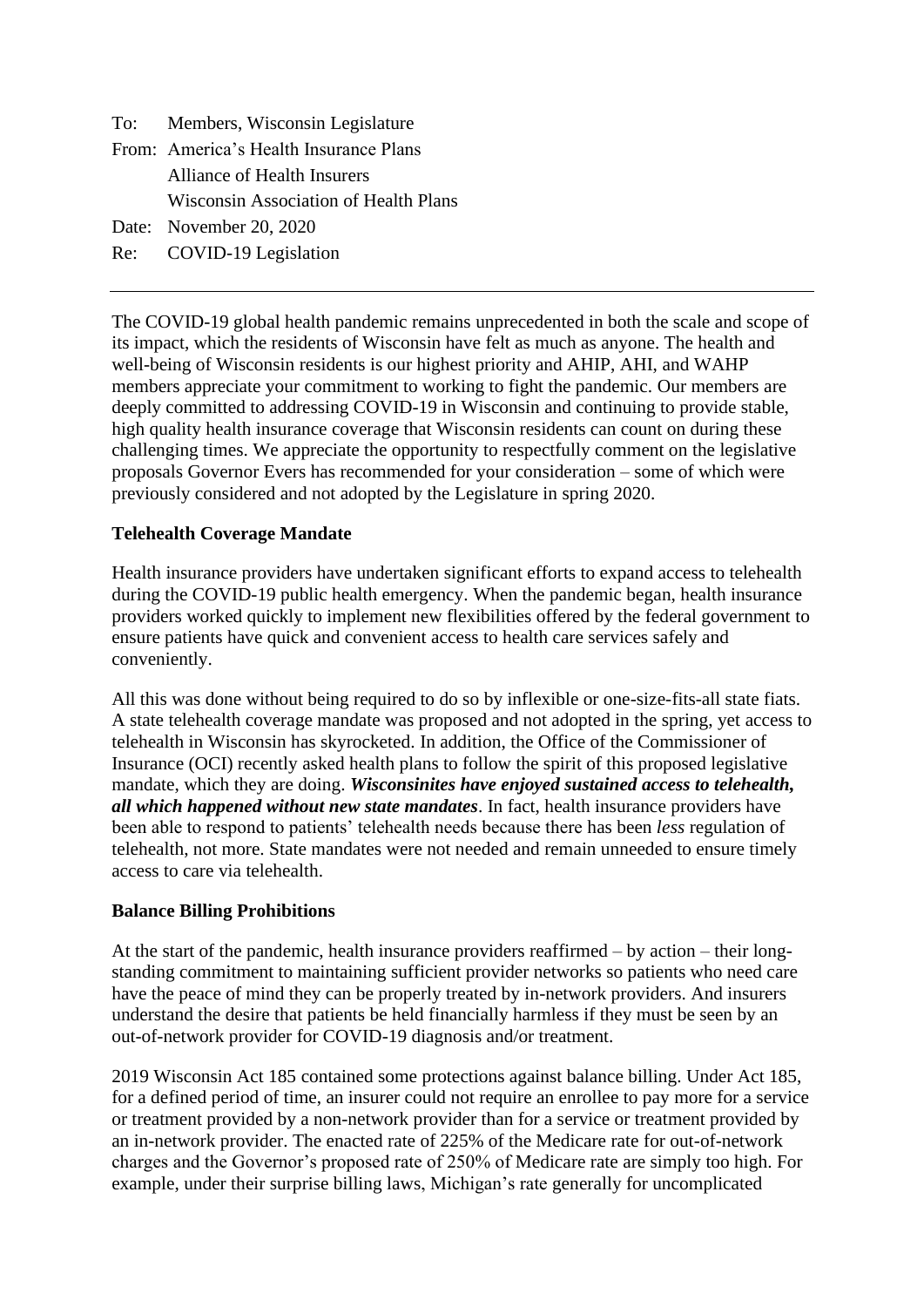To: Members, Wisconsin Legislature
From: America's Health Insurance Plans
Alliance of Health Insurers
Wisconsin Association of Health Plans
Date: November 20, 2020
Re: COVID-19 Legislation

---

The COVID-19 global health pandemic remains unprecedented in both the scale and scope of its impact, which the residents of Wisconsin have felt as much as anyone. The health and well-being of Wisconsin residents is our highest priority and AHIP, AHI, and WAHP members appreciate your commitment to working to fight the pandemic. Our members are deeply committed to addressing COVID-19 in Wisconsin and continuing to provide stable, high quality health insurance coverage that Wisconsin residents can count on during these challenging times. We appreciate the opportunity to respectfully comment on the legislative proposals Governor Evers has recommended for your consideration – some of which were previously considered and not adopted by the Legislature in spring 2020.

**Telehealth Coverage Mandate**

Health insurance providers have undertaken significant efforts to expand access to telehealth during the COVID-19 public health emergency. When the pandemic began, health insurance providers worked quickly to implement new flexibilities offered by the federal government to ensure patients have quick and convenient access to health care services safely and conveniently.

All this was done without being required to do so by inflexible or one-size-fits-all state fiats. A state telehealth coverage mandate was proposed and not adopted in the spring, yet access to telehealth in Wisconsin has skyrocketed. In addition, the Office of the Commissioner of Insurance (OCI) recently asked health plans to follow the spirit of this proposed legislative mandate, which they are doing. ***Wisconsinites have enjoyed sustained access to telehealth, all which happened without new state mandates***. In fact, health insurance providers have been able to respond to patients' telehealth needs because there has been *less* regulation of telehealth, not more. State mandates were not needed and remain unneeded to ensure timely access to care via telehealth.

**Balance Billing Prohibitions**

At the start of the pandemic, health insurance providers reaffirmed – by action – their long-standing commitment to maintaining sufficient provider networks so patients who need care have the peace of mind they can be properly treated by in-network providers. And insurers understand the desire that patients be held financially harmless if they must be seen by an out-of-network provider for COVID-19 diagnosis and/or treatment.

2019 Wisconsin Act 185 contained some protections against balance billing. Under Act 185, for a defined period of time, an insurer could not require an enrollee to pay more for a service or treatment provided by a non-network provider than for a service or treatment provided by an in-network provider. The enacted rate of 225% of the Medicare rate for out-of-network charges and the Governor's proposed rate of 250% of Medicare rate are simply too high. For example, under their surprise billing laws, Michigan's rate generally for uncomplicated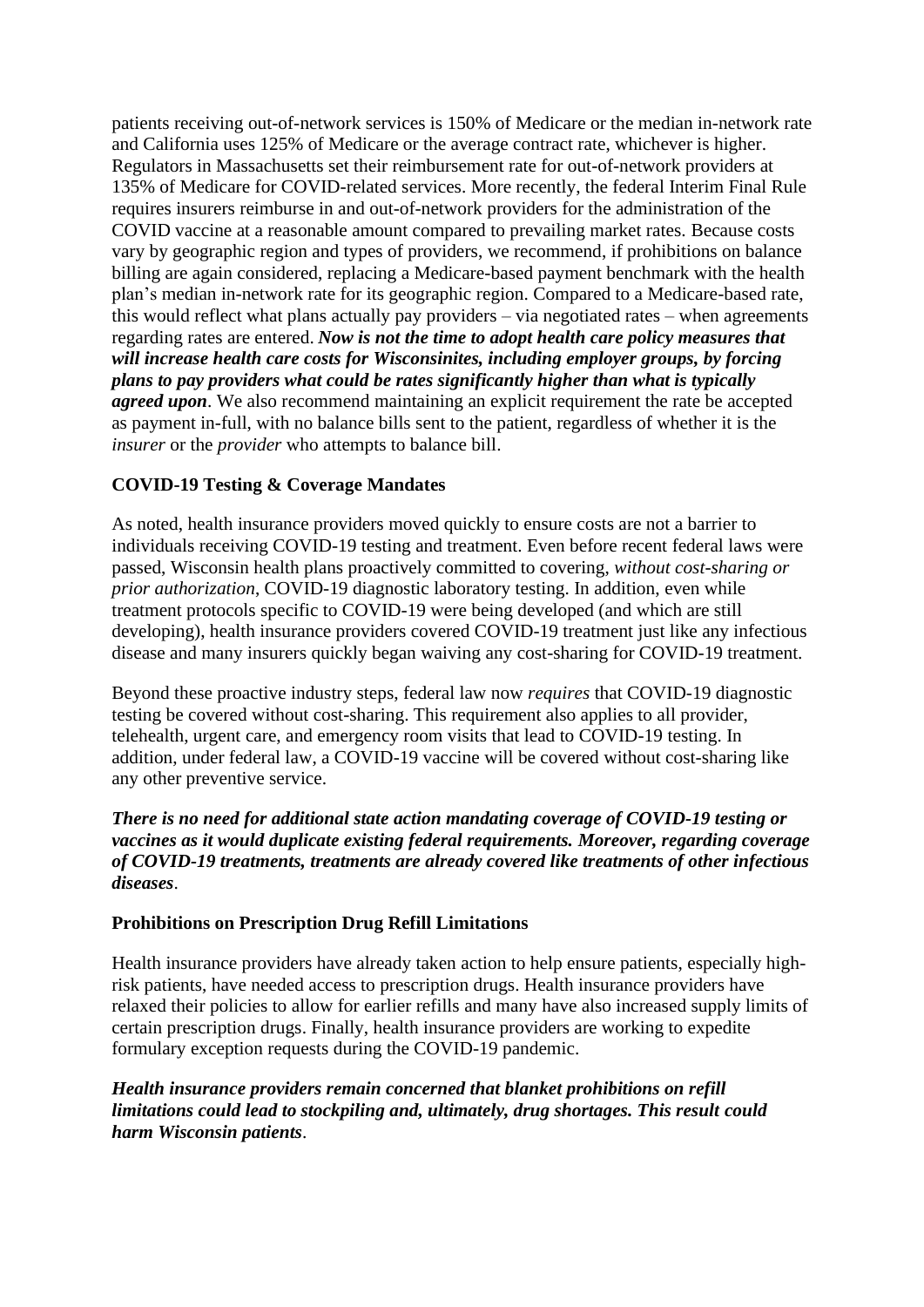patients receiving out-of-network services is 150% of Medicare or the median in-network rate and California uses 125% of Medicare or the average contract rate, whichever is higher. Regulators in Massachusetts set their reimbursement rate for out-of-network providers at 135% of Medicare for COVID-related services. More recently, the federal Interim Final Rule requires insurers reimburse in and out-of-network providers for the administration of the COVID vaccine at a reasonable amount compared to prevailing market rates. Because costs vary by geographic region and types of providers, we recommend, if prohibitions on balance billing are again considered, replacing a Medicare-based payment benchmark with the health plan's median in-network rate for its geographic region. Compared to a Medicare-based rate, this would reflect what plans actually pay providers – via negotiated rates – when agreements regarding rates are entered. ***Now is not the time to adopt health care policy measures that will increase health care costs for Wisconsinites, including employer groups, by forcing plans to pay providers what could be rates significantly higher than what is typically agreed upon***. We also recommend maintaining an explicit requirement the rate be accepted as payment in-full, with no balance bills sent to the patient, regardless of whether it is the *insurer* or the *provider* who attempts to balance bill.

**COVID-19 Testing & Coverage Mandates**

As noted, health insurance providers moved quickly to ensure costs are not a barrier to individuals receiving COVID-19 testing and treatment. Even before recent federal laws were passed, Wisconsin health plans proactively committed to covering, *without cost-sharing or prior authorization*, COVID-19 diagnostic laboratory testing. In addition, even while treatment protocols specific to COVID-19 were being developed (and which are still developing), health insurance providers covered COVID-19 treatment just like any infectious disease and many insurers quickly began waiving any cost-sharing for COVID-19 treatment.

Beyond these proactive industry steps, federal law now *requires* that COVID-19 diagnostic testing be covered without cost-sharing. This requirement also applies to all provider, telehealth, urgent care, and emergency room visits that lead to COVID-19 testing. In addition, under federal law, a COVID-19 vaccine will be covered without cost-sharing like any other preventive service.

***There is no need for additional state action mandating coverage of COVID-19 testing or vaccines as it would duplicate existing federal requirements. Moreover, regarding coverage of COVID-19 treatments, treatments are already covered like treatments of other infectious diseases***.

**Prohibitions on Prescription Drug Refill Limitations**

Health insurance providers have already taken action to help ensure patients, especially high-risk patients, have needed access to prescription drugs. Health insurance providers have relaxed their policies to allow for earlier refills and many have also increased supply limits of certain prescription drugs. Finally, health insurance providers are working to expedite formulary exception requests during the COVID-19 pandemic.

***Health insurance providers remain concerned that blanket prohibitions on refill limitations could lead to stockpiling and, ultimately, drug shortages. This result could harm Wisconsin patients***.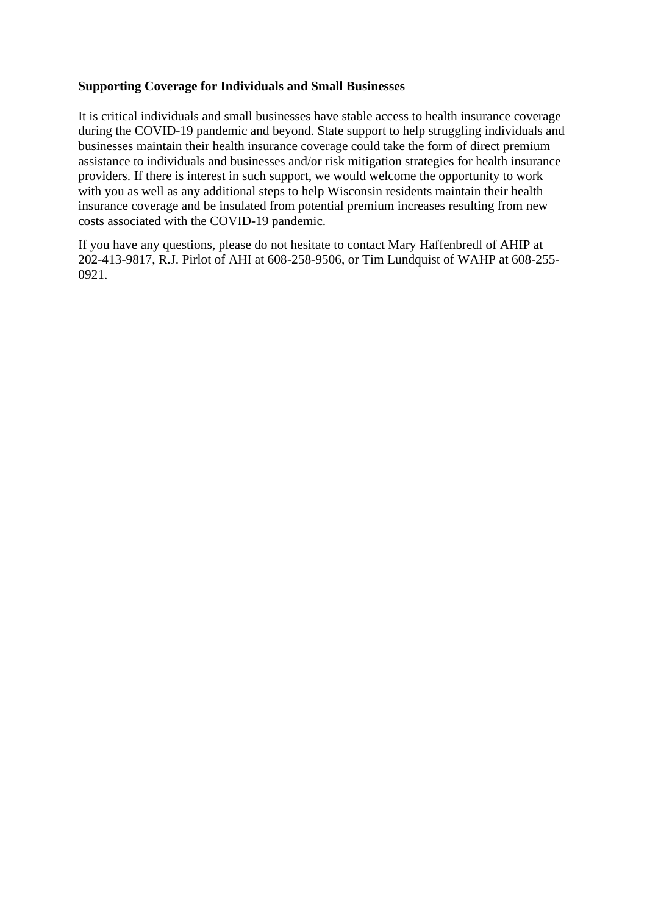**Supporting Coverage for Individuals and Small Businesses**

It is critical individuals and small businesses have stable access to health insurance coverage during the COVID-19 pandemic and beyond. State support to help struggling individuals and businesses maintain their health insurance coverage could take the form of direct premium assistance to individuals and businesses and/or risk mitigation strategies for health insurance providers. If there is interest in such support, we would welcome the opportunity to work with you as well as any additional steps to help Wisconsin residents maintain their health insurance coverage and be insulated from potential premium increases resulting from new costs associated with the COVID-19 pandemic.

If you have any questions, please do not hesitate to contact Mary Haffenbredl of AHIP at 202-413-9817, R.J. Pirlot of AHI at 608-258-9506, or Tim Lundquist of WAHP at 608-255-0921.